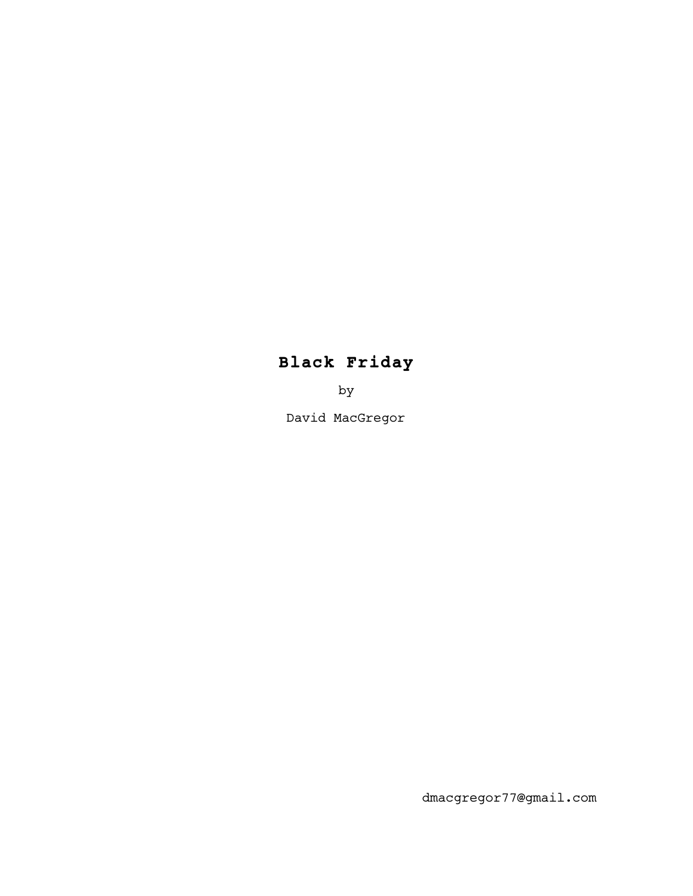# Black Friday

by

David MacGregor

dmacgregor77@gmail.com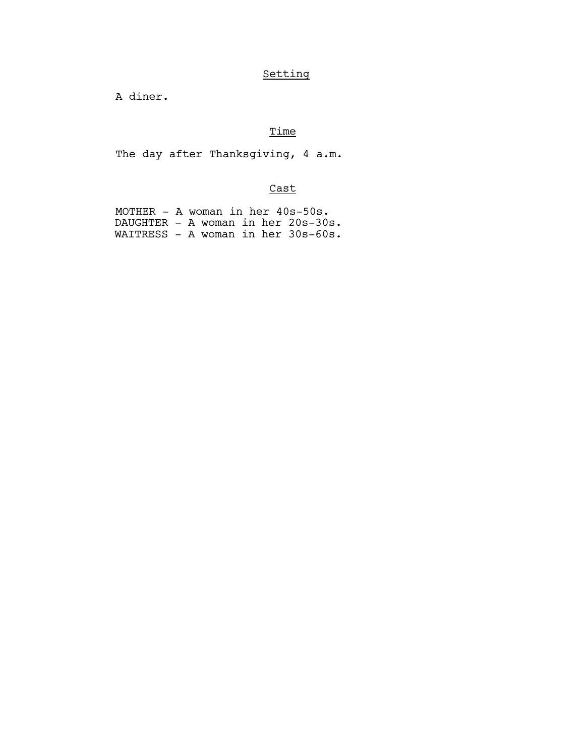## Setting

A diner.

## Time

The day after Thanksgiving, 4 a.m.

## Cast

MOTHER - A woman in her 40s-50s.
DAUGHTER - A woman in her 20s-30s.
WAITRESS - A woman in her 30s-60s.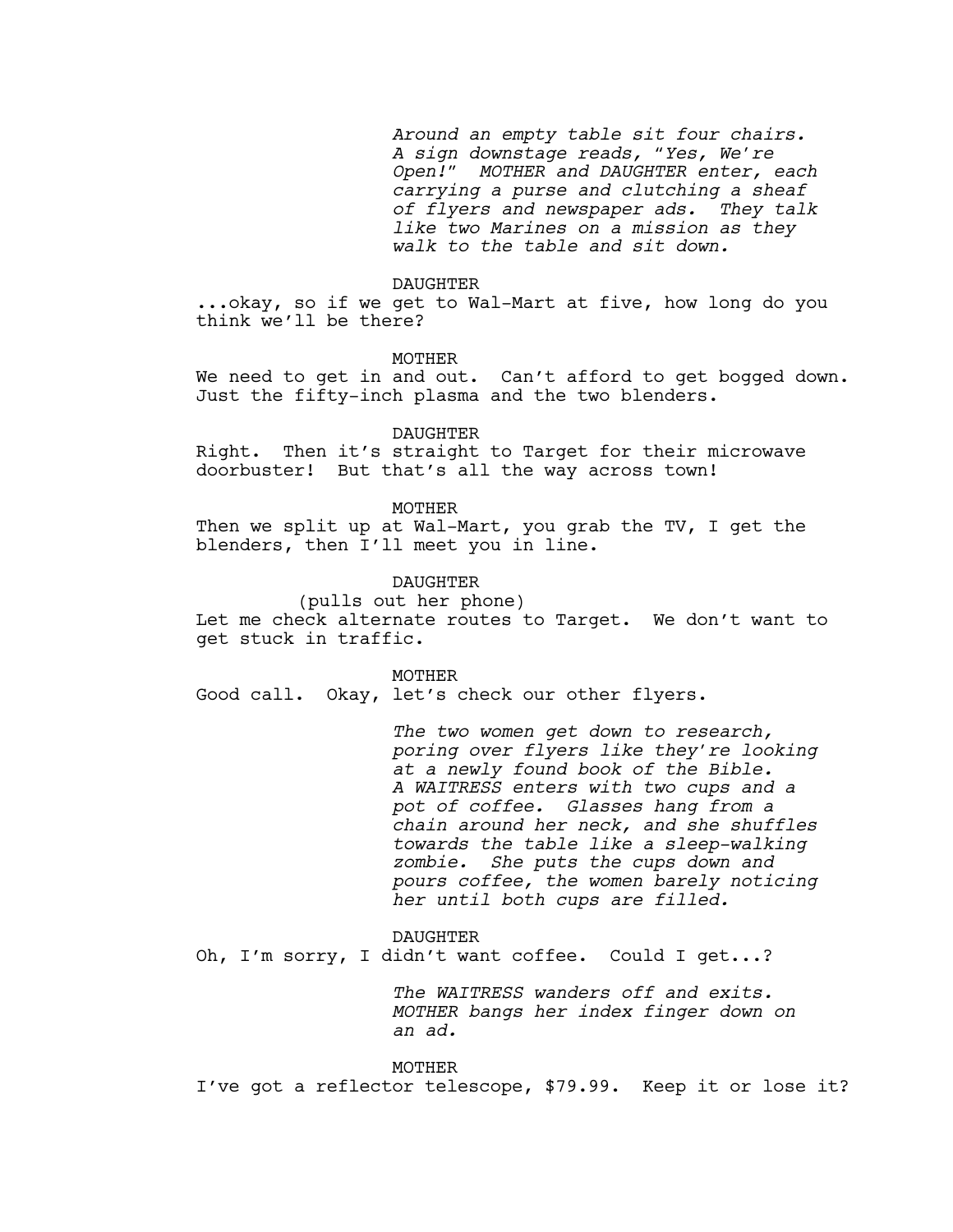*Around an empty table sit four chairs. A sign downstage reads, "Yes, We're Open!" MOTHER and DAUGHTER enter, each carrying a purse and clutching a sheaf of flyers and newspaper ads. They talk like two Marines on a mission as they walk to the table and sit down.*

DAUGHTER

...okay, so if we get to Wal-Mart at five, how long do you think we'll be there?

MOTHER

We need to get in and out. Can't afford to get bogged down. Just the fifty-inch plasma and the two blenders.

DAUGHTER

Right. Then it's straight to Target for their microwave doorbuster! But that's all the way across town!

MOTHER

Then we split up at Wal-Mart, you grab the TV, I get the blenders, then I'll meet you in line.

DAUGHTER

(pulls out her phone)

Let me check alternate routes to Target. We don't want to get stuck in traffic.

MOTHER

Good call. Okay, let's check our other flyers.

*The two women get down to research, poring over flyers like they're looking at a newly found book of the Bible. A WAITRESS enters with two cups and a pot of coffee. Glasses hang from a chain around her neck, and she shuffles towards the table like a sleep-walking zombie. She puts the cups down and pours coffee, the women barely noticing her until both cups are filled.*

DAUGHTER

Oh, I'm sorry, I didn't want coffee. Could I get...?

*The WAITRESS wanders off and exits. MOTHER bangs her index finger down on an ad.*

MOTHER

I've got a reflector telescope, $79.99. Keep it or lose it?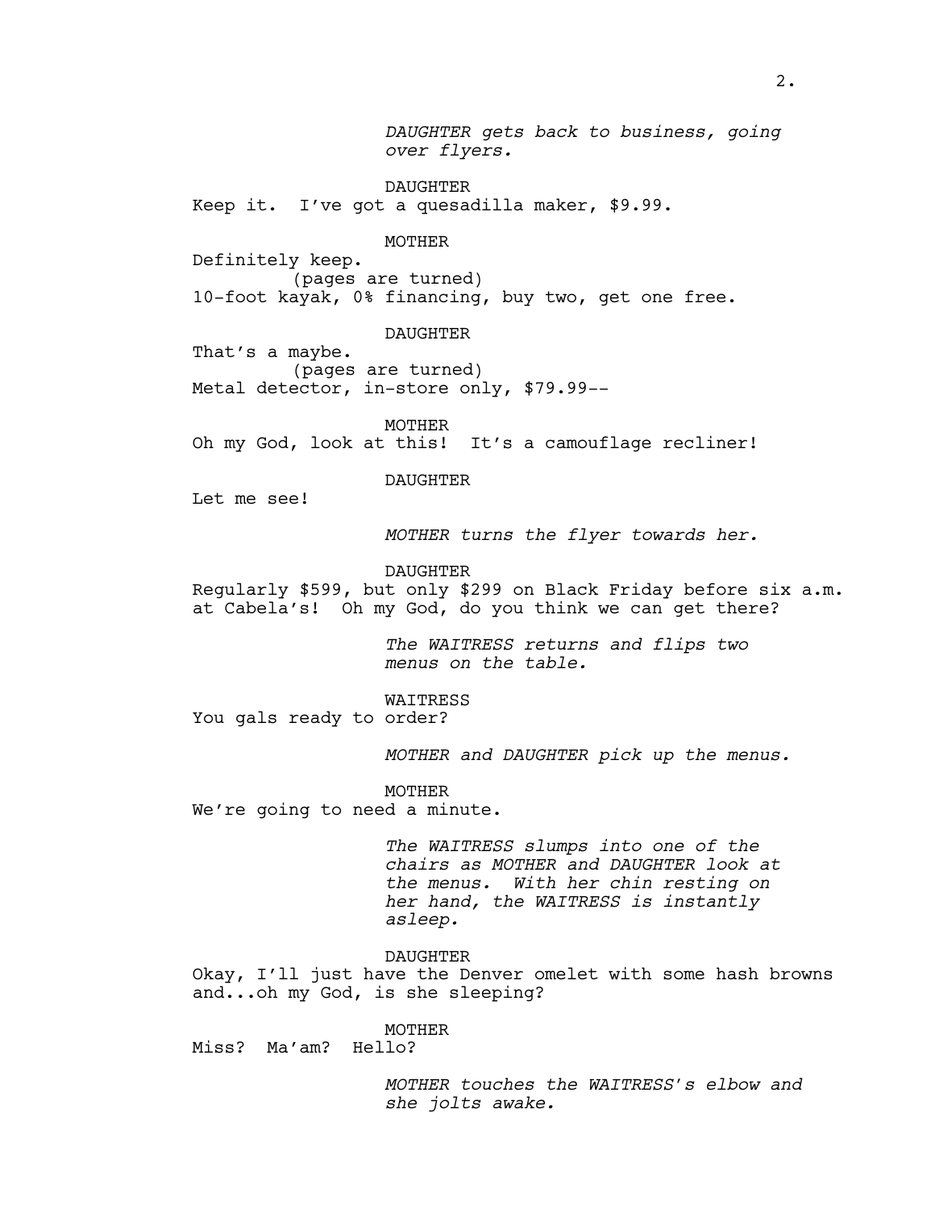*DAUGHTER gets back to business, going over flyers.*

DAUGHTER
Keep it. I've got a quesadilla maker, $9.99.

MOTHER
Definitely keep.
(pages are turned)
10-foot kayak, 0% financing, buy two, get one free.

DAUGHTER
That's a maybe.
(pages are turned)
Metal detector, in-store only, $79.99--

MOTHER
Oh my God, look at this! It's a camouflage recliner!

DAUGHTER
Let me see!

*MOTHER turns the flyer towards her.*

DAUGHTER
Regularly $599, but only $299 on Black Friday before six a.m. at Cabela's! Oh my God, do you think we can get there?

*The WAITRESS returns and flips two menus on the table.*

WAITRESS
You gals ready to order?

*MOTHER and DAUGHTER pick up the menus.*

MOTHER
We're going to need a minute.

*The WAITRESS slumps into one of the chairs as MOTHER and DAUGHTER look at the menus. With her chin resting on her hand, the WAITRESS is instantly asleep.*

DAUGHTER
Okay, I'll just have the Denver omelet with some hash browns and...oh my God, is she sleeping?

MOTHER
Miss? Ma'am? Hello?

*MOTHER touches the WAITRESS's elbow and she jolts awake.*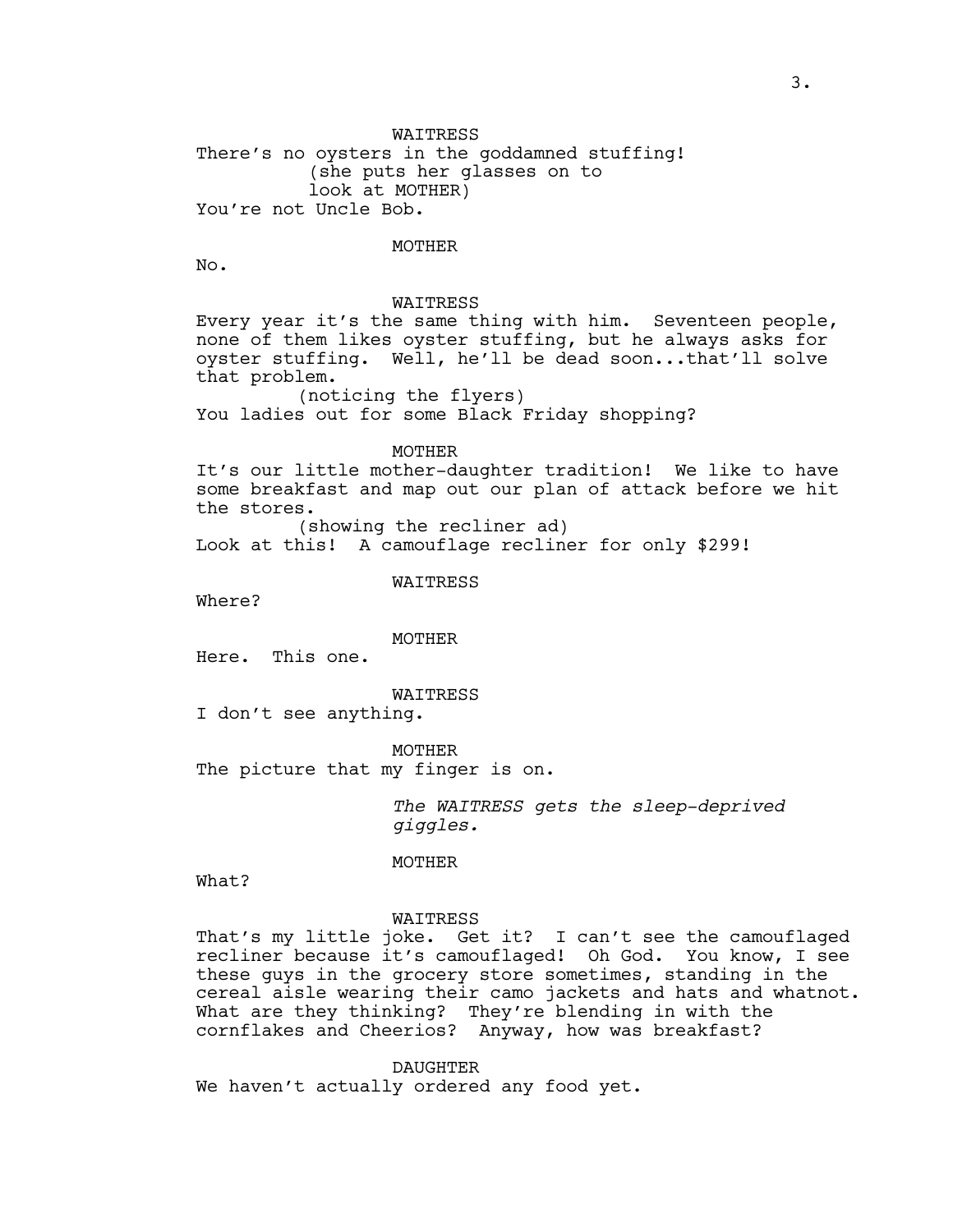WAITRESS

There's no oysters in the goddamned stuffing!

(she puts her glasses on to look at MOTHER)

You're not Uncle Bob.

MOTHER

No.

WAITRESS

Every year it's the same thing with him. Seventeen people, none of them likes oyster stuffing, but he always asks for oyster stuffing. Well, he'll be dead soon...that'll solve that problem.

(noticing the flyers)

You ladies out for some Black Friday shopping?

MOTHER

It's our little mother-daughter tradition! We like to have some breakfast and map out our plan of attack before we hit the stores.

(showing the recliner ad)

Look at this! A camouflage recliner for only $299!

WAITRESS

Where?

MOTHER

Here. This one.

WAITRESS

I don't see anything.

MOTHER

The picture that my finger is on.

*The WAITRESS gets the sleep-deprived giggles.*

MOTHER

What?

WAITRESS

That's my little joke. Get it? I can't see the camouflaged recliner because it's camouflaged! Oh God. You know, I see these guys in the grocery store sometimes, standing in the cereal aisle wearing their camo jackets and hats and whatnot. What are they thinking? They're blending in with the cornflakes and Cheerios? Anyway, how was breakfast?

DAUGHTER

We haven't actually ordered any food yet.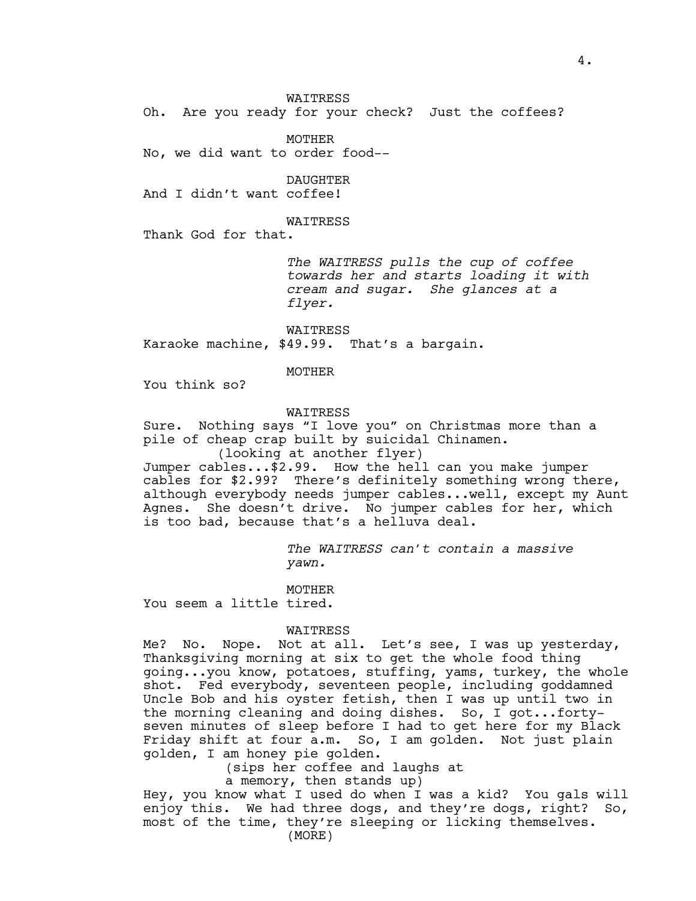WAITRESS
Oh. Are you ready for your check? Just the coffees?

MOTHER
No, we did want to order food--

DAUGHTER
And I didn't want coffee!

WAITRESS
Thank God for that.

*The WAITRESS pulls the cup of coffee towards her and starts loading it with cream and sugar. She glances at a flyer.*

WAITRESS
Karaoke machine, $49.99. That's a bargain.

MOTHER
You think so?

WAITRESS
Sure. Nothing says "I love you" on Christmas more than a pile of cheap crap built by suicidal Chinamen.
(looking at another flyer)
Jumper cables...$2.99. How the hell can you make jumper cables for $2.99? There's definitely something wrong there, although everybody needs jumper cables...well, except my Aunt Agnes. She doesn't drive. No jumper cables for her, which is too bad, because that's a helluva deal.

*The WAITRESS can't contain a massive yawn.*

MOTHER
You seem a little tired.

WAITRESS
Me? No. Nope. Not at all. Let's see, I was up yesterday, Thanksgiving morning at six to get the whole food thing going...you know, potatoes, stuffing, yams, turkey, the whole shot. Fed everybody, seventeen people, including goddamned Uncle Bob and his oyster fetish, then I was up until two in the morning cleaning and doing dishes. So, I got...forty-seven minutes of sleep before I had to get here for my Black Friday shift at four a.m. So, I am golden. Not just plain golden, I am honey pie golden.
(sips her coffee and laughs at a memory, then stands up)
Hey, you know what I used do when I was a kid? You gals will enjoy this. We had three dogs, and they're dogs, right? So, most of the time, they're sleeping or licking themselves.
(MORE)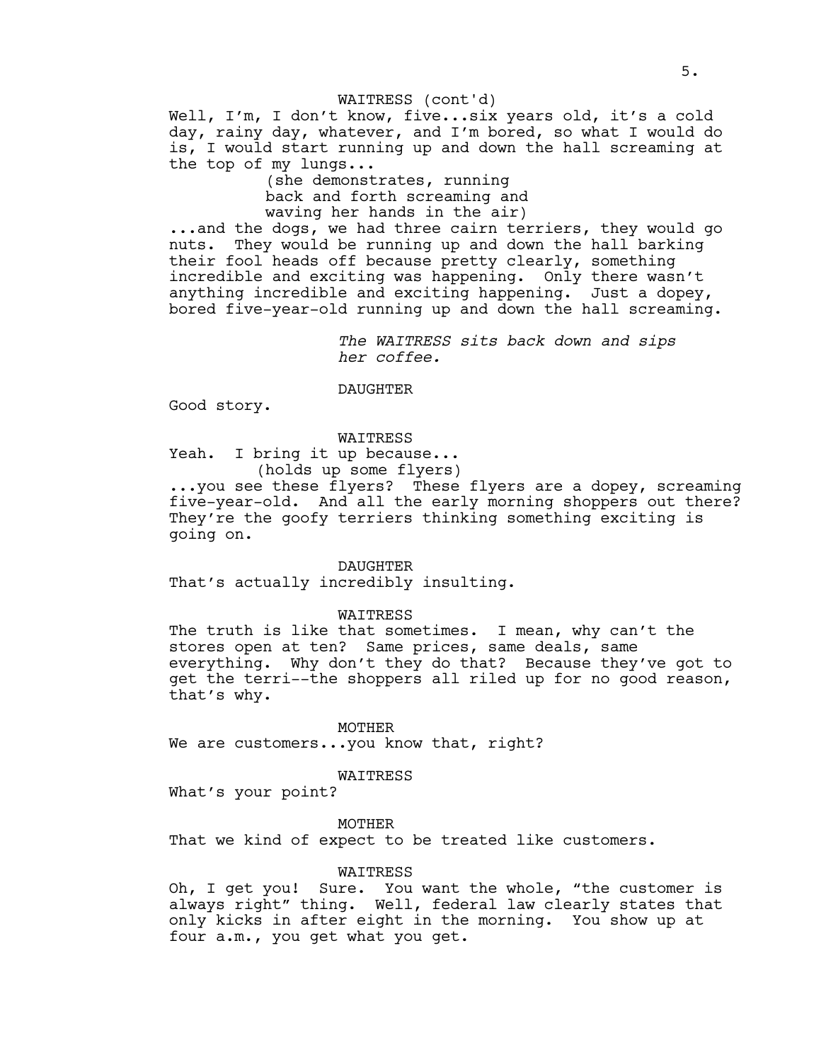WAITRESS (cont'd)

Well, I'm, I don't know, five...six years old, it's a cold day, rainy day, whatever, and I'm bored, so what I would do is, I would start running up and down the hall screaming at the top of my lungs...

(she demonstrates, running back and forth screaming and waving her hands in the air)

...and the dogs, we had three cairn terriers, they would go nuts. They would be running up and down the hall barking their fool heads off because pretty clearly, something incredible and exciting was happening. Only there wasn't anything incredible and exciting happening. Just a dopey, bored five-year-old running up and down the hall screaming.

*The WAITRESS sits back down and sips her coffee.*

DAUGHTER

Good story.

WAITRESS

Yeah. I bring it up because...

(holds up some flyers)

...you see these flyers? These flyers are a dopey, screaming five-year-old. And all the early morning shoppers out there? They're the goofy terriers thinking something exciting is going on.

DAUGHTER

That's actually incredibly insulting.

WAITRESS

The truth is like that sometimes. I mean, why can't the stores open at ten? Same prices, same deals, same everything. Why don't they do that? Because they've got to get the terri--the shoppers all riled up for no good reason, that's why.

MOTHER

We are customers...you know that, right?

WAITRESS

What's your point?

MOTHER

That we kind of expect to be treated like customers.

WAITRESS

Oh, I get you! Sure. You want the whole, "the customer is always right" thing. Well, federal law clearly states that only kicks in after eight in the morning. You show up at four a.m., you get what you get.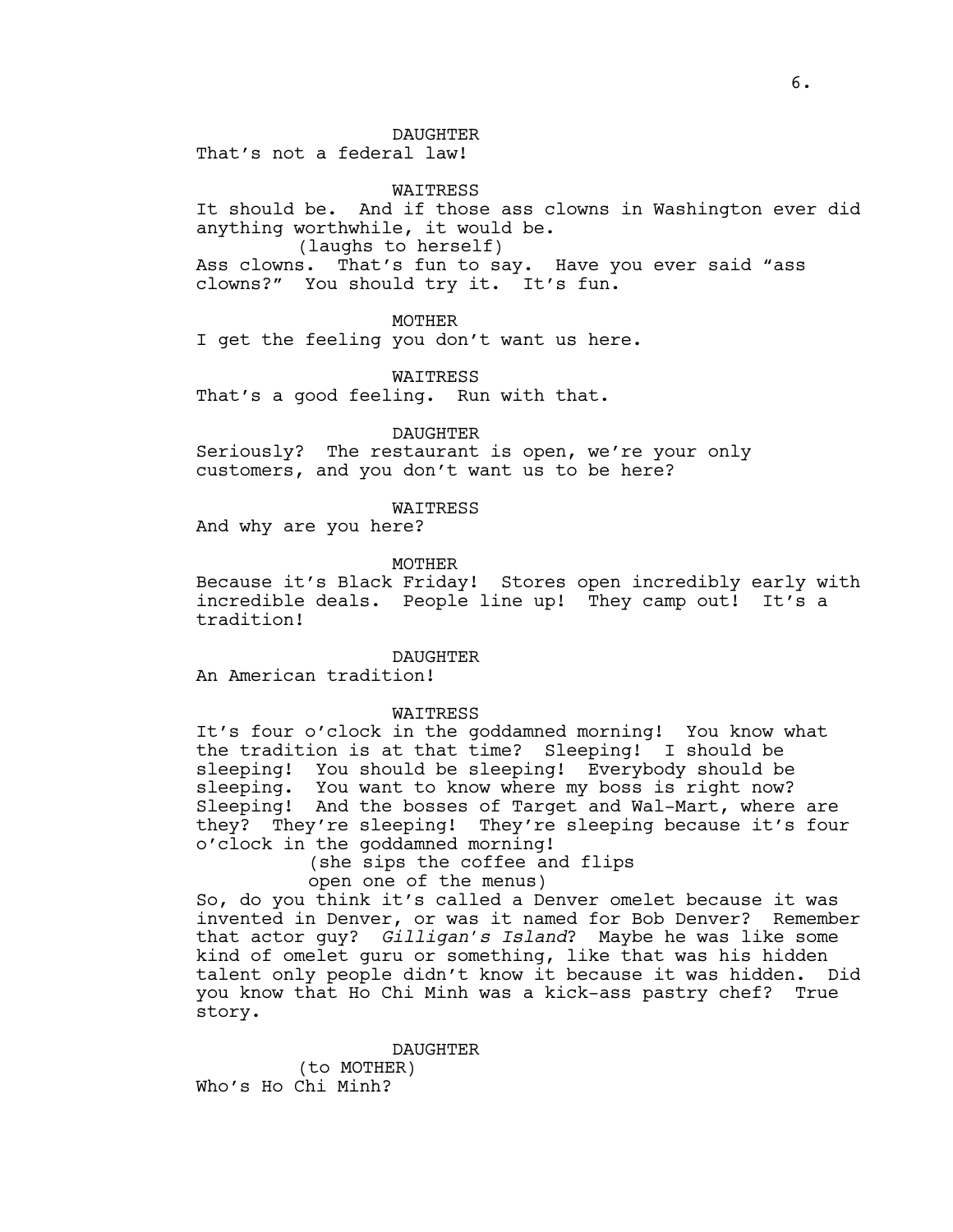DAUGHTER
That's not a federal law!

WAITRESS
It should be. And if those ass clowns in Washington ever did anything worthwhile, it would be.
(laughs to herself)
Ass clowns. That's fun to say. Have you ever said "ass clowns?" You should try it. It's fun.

MOTHER
I get the feeling you don't want us here.

WAITRESS
That's a good feeling. Run with that.

DAUGHTER
Seriously? The restaurant is open, we're your only customers, and you don't want us to be here?

WAITRESS
And why are you here?

MOTHER
Because it's Black Friday! Stores open incredibly early with incredible deals. People line up! They camp out! It's a tradition!

DAUGHTER
An American tradition!

WAITRESS
It's four o'clock in the goddamned morning! You know what the tradition is at that time? Sleeping! I should be sleeping! You should be sleeping! Everybody should be sleeping. You want to know where my boss is right now? Sleeping! And the bosses of Target and Wal-Mart, where are they? They're sleeping! They're sleeping because it's four o'clock in the goddamned morning!
(she sips the coffee and flips open one of the menus)
So, do you think it's called a Denver omelet because it was invented in Denver, or was it named for Bob Denver? Remember that actor guy? *Gilligan's Island*? Maybe he was like some kind of omelet guru or something, like that was his hidden talent only people didn't know it because it was hidden. Did you know that Ho Chi Minh was a kick-ass pastry chef? True story.

DAUGHTER
(to MOTHER)
Who's Ho Chi Minh?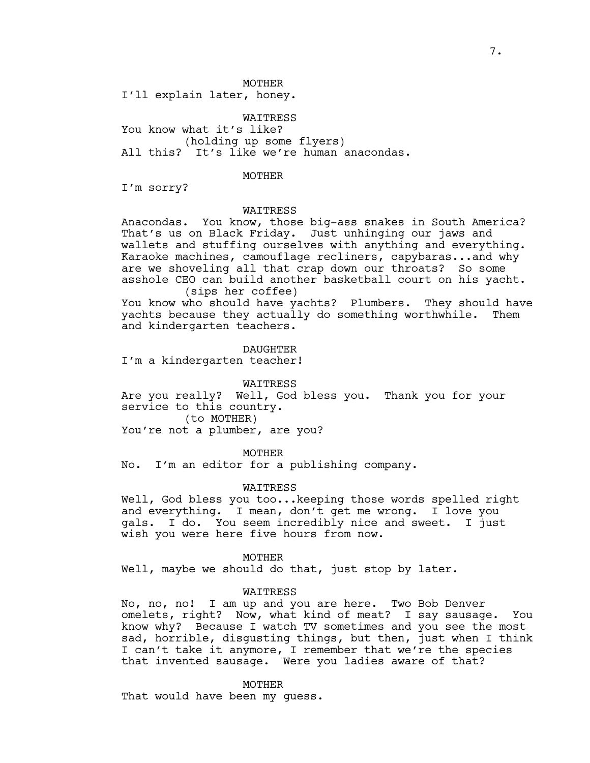MOTHER

I'll explain later, honey.

WAITRESS

You know what it's like?

(holding up some flyers)

All this? It's like we're human anacondas.

MOTHER

I'm sorry?

WAITRESS

Anacondas. You know, those big-ass snakes in South America? That's us on Black Friday. Just unhinging our jaws and wallets and stuffing ourselves with anything and everything. Karaoke machines, camouflage recliners, capybaras...and why are we shoveling all that crap down our throats? So some asshole CEO can build another basketball court on his yacht.

(sips her coffee)

You know who should have yachts? Plumbers. They should have yachts because they actually do something worthwhile. Them and kindergarten teachers.

DAUGHTER

I'm a kindergarten teacher!

WAITRESS

Are you really? Well, God bless you. Thank you for your service to this country.

(to MOTHER)

You're not a plumber, are you?

MOTHER

No. I'm an editor for a publishing company.

WAITRESS

Well, God bless you too...keeping those words spelled right and everything. I mean, don't get me wrong. I love you gals. I do. You seem incredibly nice and sweet. I just wish you were here five hours from now.

MOTHER

Well, maybe we should do that, just stop by later.

WAITRESS

No, no, no! I am up and you are here. Two Bob Denver omelets, right? Now, what kind of meat? I say sausage. You know why? Because I watch TV sometimes and you see the most sad, horrible, disgusting things, but then, just when I think I can't take it anymore, I remember that we're the species that invented sausage. Were you ladies aware of that?

MOTHER

That would have been my guess.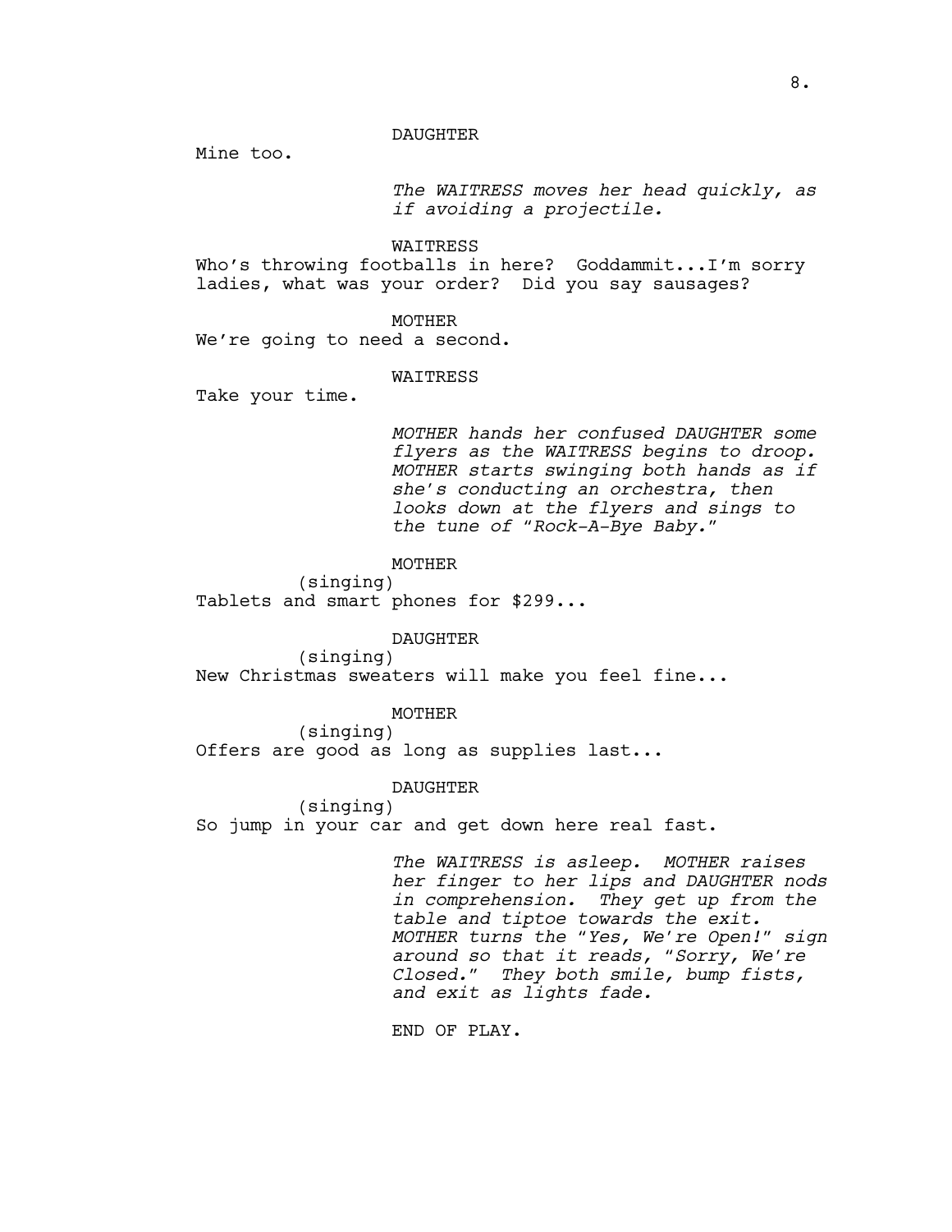DAUGHTER

Mine too.

*The WAITRESS moves her head quickly, as if avoiding a projectile.*

WAITRESS

Who's throwing footballs in here? Goddammit...I'm sorry ladies, what was your order? Did you say sausages?

MOTHER

We're going to need a second.

WAITRESS

Take your time.

*MOTHER hands her confused DAUGHTER some flyers as the WAITRESS begins to droop. MOTHER starts swinging both hands as if she's conducting an orchestra, then looks down at the flyers and sings to the tune of "Rock-A-Bye Baby."*

MOTHER
(singing)

Tablets and smart phones for $299...

DAUGHTER
(singing)

New Christmas sweaters will make you feel fine...

MOTHER
(singing)

Offers are good as long as supplies last...

DAUGHTER
(singing)

So jump in your car and get down here real fast.

*The WAITRESS is asleep. MOTHER raises her finger to her lips and DAUGHTER nods in comprehension. They get up from the table and tiptoe towards the exit. MOTHER turns the "Yes, We're Open!" sign around so that it reads, "Sorry, We're Closed." They both smile, bump fists, and exit as lights fade.*

END OF PLAY.